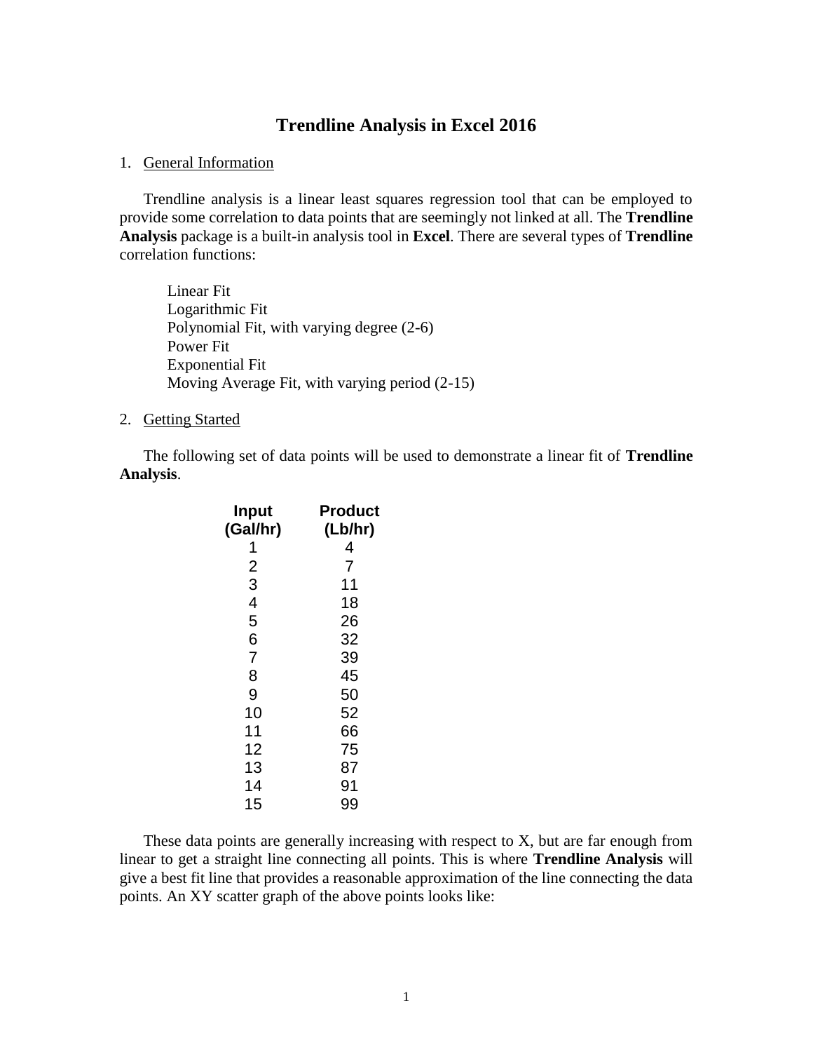# Trendline Analysis in Excel 2016

1. General Information

Trendline analysis is a linear least squares regression tool that can be employed to provide some correlation to data points that are seemingly not linked at all. The **Trendline Analysis** package is a built-in analysis tool in **Excel**. There are several types of **Trendline** correlation functions:

Linear Fit
Logarithmic Fit
Polynomial Fit, with varying degree (2-6)
Power Fit
Exponential Fit
Moving Average Fit, with varying period (2-15)

2. Getting Started

The following set of data points will be used to demonstrate a linear fit of **Trendline Analysis**.

| Input (Gal/hr) | Product (Lb/hr) |
|---|---|
| 1 | 4 |
| 2 | 7 |
| 3 | 11 |
| 4 | 18 |
| 5 | 26 |
| 6 | 32 |
| 7 | 39 |
| 8 | 45 |
| 9 | 50 |
| 10 | 52 |
| 11 | 66 |
| 12 | 75 |
| 13 | 87 |
| 14 | 91 |
| 15 | 99 |

These data points are generally increasing with respect to X, but are far enough from linear to get a straight line connecting all points. This is where **Trendline Analysis** will give a best fit line that provides a reasonable approximation of the line connecting the data points. An XY scatter graph of the above points looks like: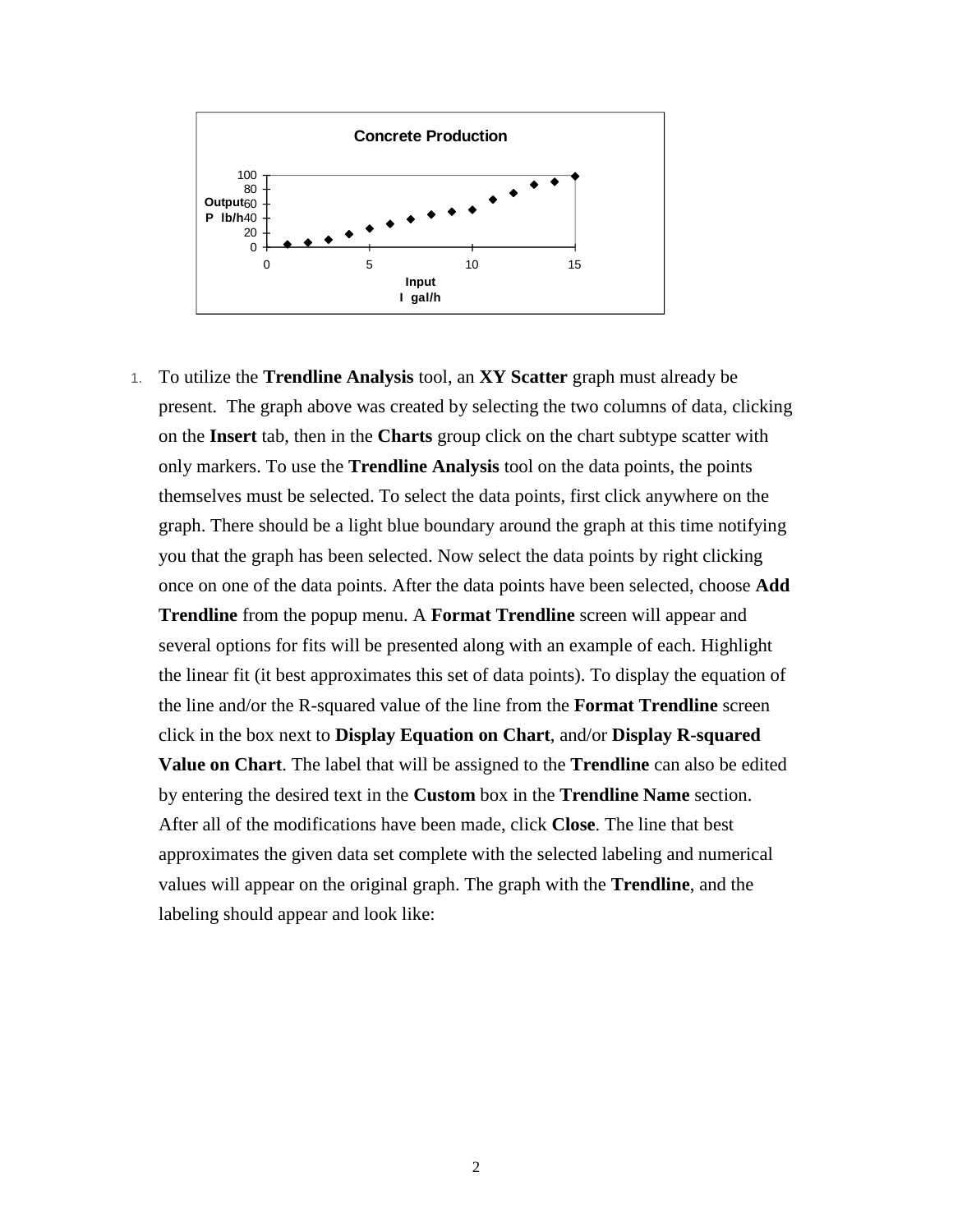Concrete Production

Output P lb/h

Input I gal/h

1. To utilize the **Trendline Analysis** tool, an **XY Scatter** graph must already be present. The graph above was created by selecting the two columns of data, clicking on the **Insert** tab, then in the **Charts** group click on the chart subtype scatter with only markers. To use the **Trendline Analysis** tool on the data points, the points themselves must be selected. To select the data points, first click anywhere on the graph. There should be a light blue boundary around the graph at this time notifying you that the graph has been selected. Now select the data points by right clicking once on one of the data points. After the data points have been selected, choose **Add Trendline** from the popup menu. A **Format Trendline** screen will appear and several options for fits will be presented along with an example of each. Highlight the linear fit (it best approximates this set of data points). To display the equation of the line and/or the R-squared value of the line from the **Format Trendline** screen click in the box next to **Display Equation on Chart**, and/or **Display R-squared Value on Chart**. The label that will be assigned to the **Trendline** can also be edited by entering the desired text in the **Custom** box in the **Trendline Name** section. After all of the modifications have been made, click **Close**. The line that best approximates the given data set complete with the selected labeling and numerical values will appear on the original graph. The graph with the **Trendline**, and the labeling should appear and look like: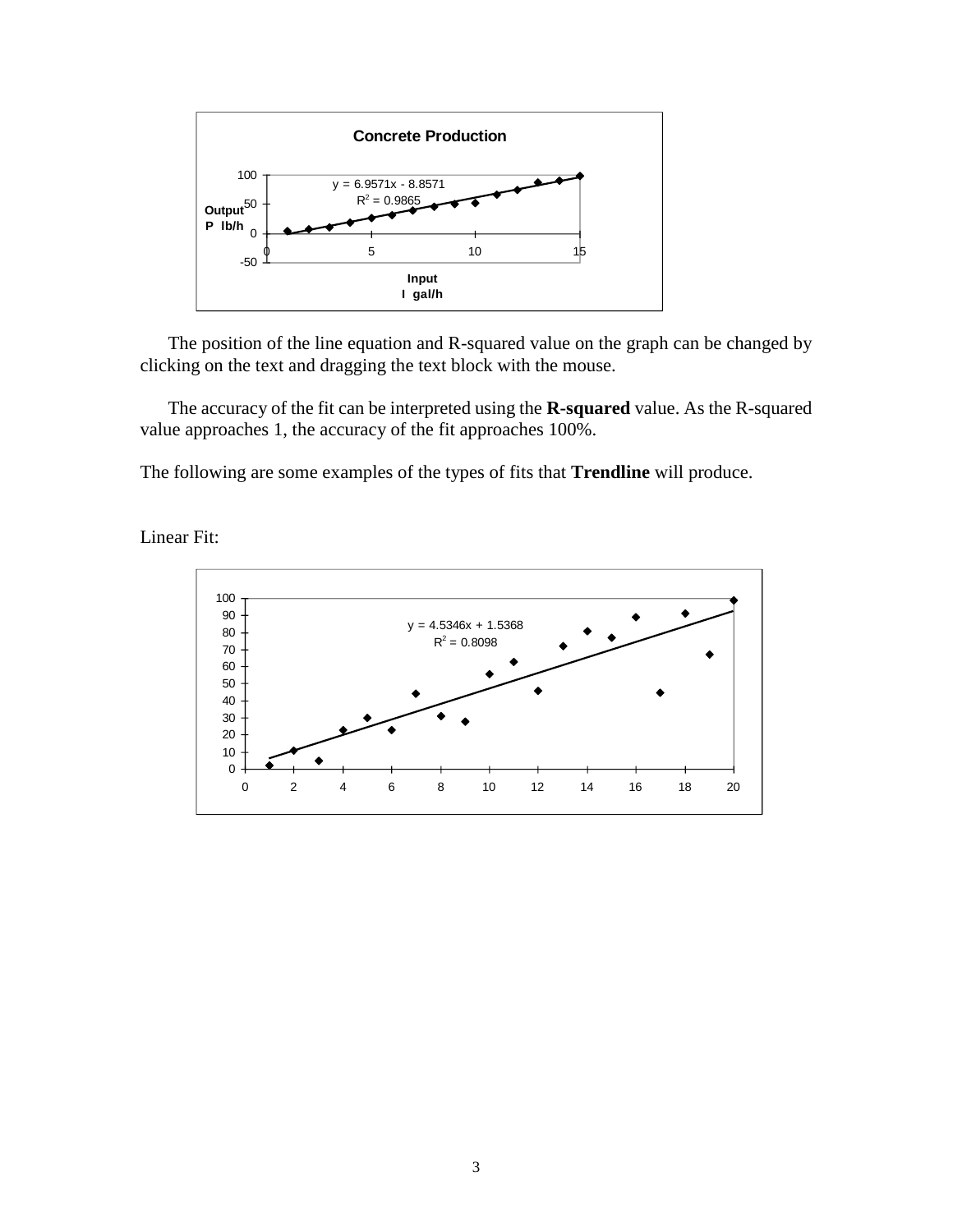The position of the line equation and R-squared value on the graph can be changed by clicking on the text and dragging the text block with the mouse.

The accuracy of the fit can be interpreted using the **R-squared** value. As the R-squared value approaches 1, the accuracy of the fit approaches 100%.

The following are some examples of the types of fits that **Trendline** will produce.

Linear Fit: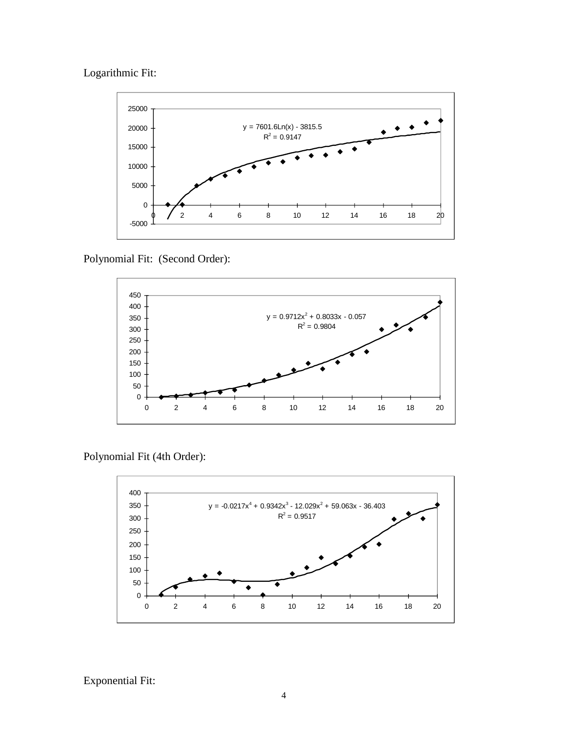Logarithmic Fit:

$y = 7601.6\text{Ln}(x) - 3815.5$
$R^2 = 0.9147$

Polynomial Fit: (Second Order):

$y = 0.9712x^2 + 0.8033x - 0.057$
$R^2 = 0.9804$

Polynomial Fit (4th Order):

$y = -0.0217x^4 + 0.9342x^3 - 12.029x^2 + 59.063x - 36.403$
$R^2 = 0.9517$

Exponential Fit: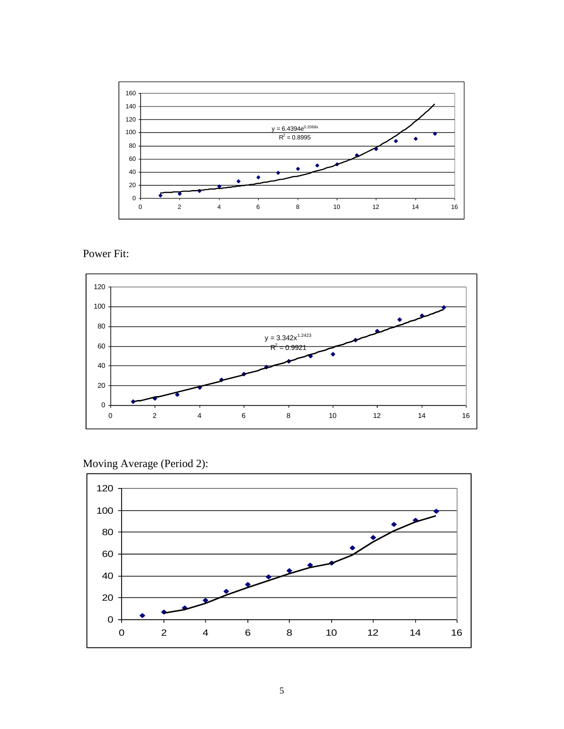160
140
120
100
80
60
40
20
0
0 2 4 6 8 10 12 14 16

$y = 6.4394e^{0.2068x}$
$R^2 = 0.8995$

Power Fit:

120
100
80
60
40
20
0
0 2 4 6 8 10 12 14 16

$y = 3.342x^{1.2423}$
$R^2 = 0.9921$

Moving Average (Period 2):

120
100
80
60
40
20
0
0 2 4 6 8 10 12 14 16